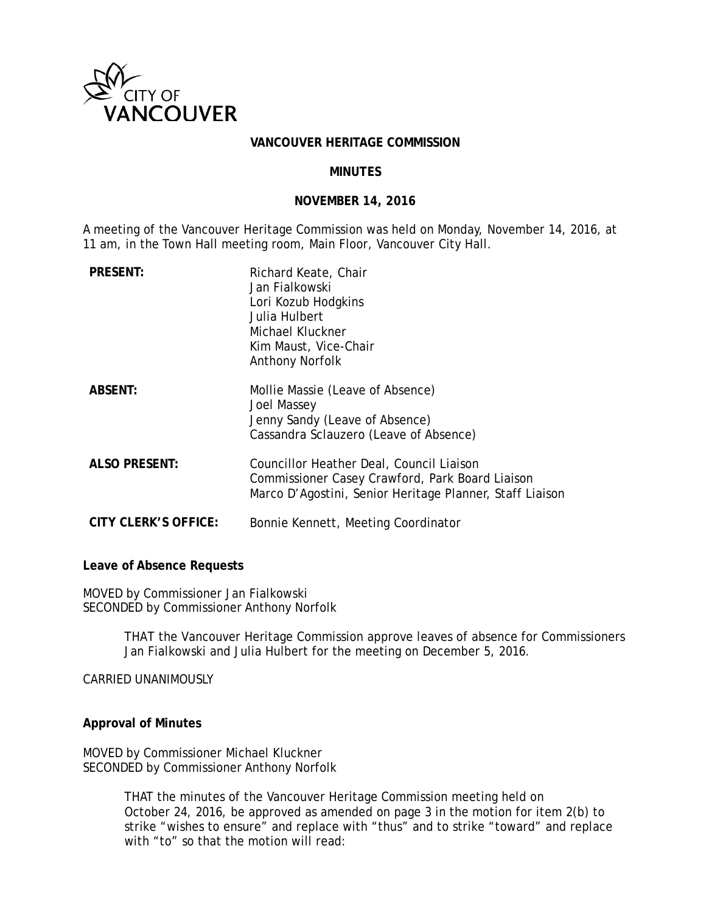CITY OF VANCOUVER

**VANCOUVER HERITAGE COMMISSION**

**MINUTES**

**NOVEMBER 14, 2016**

A meeting of the Vancouver Heritage Commission was held on Monday, November 14, 2016, at 11 am, in the Town Hall meeting room, Main Floor, Vancouver City Hall.

| | |
|---|---|
| **PRESENT:** | Richard Keate, Chair<br>Jan Fialkowski<br>Lori Kozub Hodgkins<br>Julia Hulbert<br>Michael Kluckner<br>Kim Maust, Vice-Chair<br>Anthony Norfolk |
| **ABSENT:** | Mollie Massie (Leave of Absence)<br>Joel Massey<br>Jenny Sandy (Leave of Absence)<br>Cassandra Sclauzero (Leave of Absence) |
| **ALSO PRESENT:** | Councillor Heather Deal, Council Liaison<br>Commissioner Casey Crawford, Park Board Liaison<br>Marco D'Agostini, Senior Heritage Planner, Staff Liaison |
| **CITY CLERK'S OFFICE:** | Bonnie Kennett, Meeting Coordinator |

**Leave of Absence Requests**

MOVED by Commissioner Jan Fialkowski
SECONDED by Commissioner Anthony Norfolk

> THAT the Vancouver Heritage Commission approve leaves of absence for Commissioners Jan Fialkowski and Julia Hulbert for the meeting on December 5, 2016.

CARRIED UNANIMOUSLY

**Approval of Minutes**

MOVED by Commissioner Michael Kluckner
SECONDED by Commissioner Anthony Norfolk

> THAT the minutes of the Vancouver Heritage Commission meeting held on October 24, 2016, be approved as amended on page 3 in the motion for item 2(b) to strike "wishes to ensure" and replace with "thus" and to strike "toward" and replace with "to" so that the motion will read: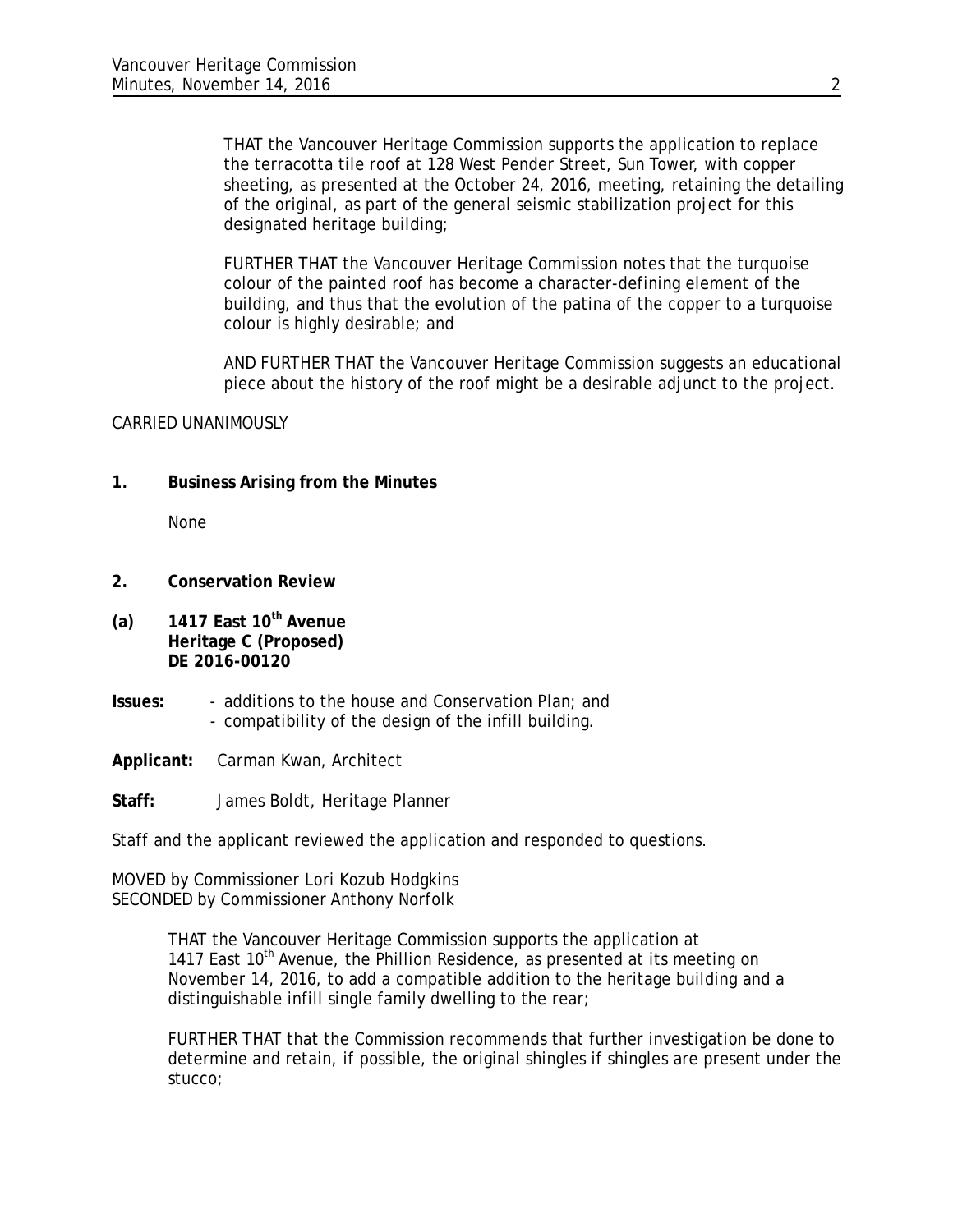THAT the Vancouver Heritage Commission supports the application to replace the terracotta tile roof at 128 West Pender Street, Sun Tower, with copper sheeting, as presented at the October 24, 2016, meeting, retaining the detailing of the original, as part of the general seismic stabilization project for this designated heritage building;

FURTHER THAT the Vancouver Heritage Commission notes that the turquoise colour of the painted roof has become a character-defining element of the building, and thus that the evolution of the patina of the copper to a turquoise colour is highly desirable; and

AND FURTHER THAT the Vancouver Heritage Commission suggests an educational piece about the history of the roof might be a desirable adjunct to the project.

CARRIED UNANIMOUSLY

**1. Business Arising from the Minutes**

None

**2. Conservation Review**

**(a) 1417 East 10th Avenue**
**Heritage C (Proposed)**
**DE 2016-00120**

**Issues:**
- additions to the house and Conservation Plan; and
- compatibility of the design of the infill building.

**Applicant:** Carman Kwan, Architect

**Staff:** James Boldt, Heritage Planner

Staff and the applicant reviewed the application and responded to questions.

MOVED by Commissioner Lori Kozub Hodgkins
SECONDED by Commissioner Anthony Norfolk

THAT the Vancouver Heritage Commission supports the application at 1417 East 10th Avenue, the Phillion Residence, as presented at its meeting on November 14, 2016, to add a compatible addition to the heritage building and a distinguishable infill single family dwelling to the rear;

FURTHER THAT that the Commission recommends that further investigation be done to determine and retain, if possible, the original shingles if shingles are present under the stucco;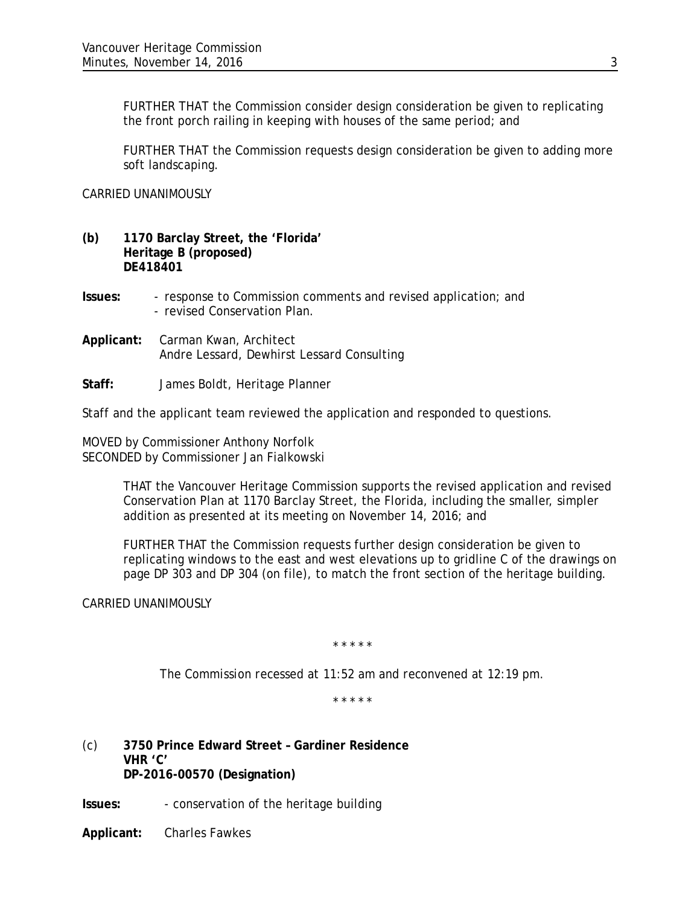FURTHER THAT the Commission consider design consideration be given to replicating the front porch railing in keeping with houses of the same period; and

FURTHER THAT the Commission requests design consideration be given to adding more soft landscaping.

CARRIED UNANIMOUSLY

**(b) 1170 Barclay Street, the 'Florida'**
**Heritage B (proposed)**
**DE418401**

**Issues:** - response to Commission comments and revised application; and
- revised Conservation Plan.

**Applicant:** Carman Kwan, Architect
Andre Lessard, Dewhirst Lessard Consulting

**Staff:** James Boldt, Heritage Planner

Staff and the applicant team reviewed the application and responded to questions.

MOVED by Commissioner Anthony Norfolk
SECONDED by Commissioner Jan Fialkowski

THAT the Vancouver Heritage Commission supports the revised application and revised Conservation Plan at 1170 Barclay Street, the Florida, including the smaller, simpler addition as presented at its meeting on November 14, 2016; and

FURTHER THAT the Commission requests further design consideration be given to replicating windows to the east and west elevations up to gridline C of the drawings on page DP 303 and DP 304 (on file), to match the front section of the heritage building.

CARRIED UNANIMOUSLY

\* \* \* \* \*

The Commission recessed at 11:52 am and reconvened at 12:19 pm.

\* \* \* \* \*

(c) **3750 Prince Edward Street – Gardiner Residence**
**VHR 'C'**
**DP-2016-00570 (Designation)**

**Issues:** - conservation of the heritage building

**Applicant:** Charles Fawkes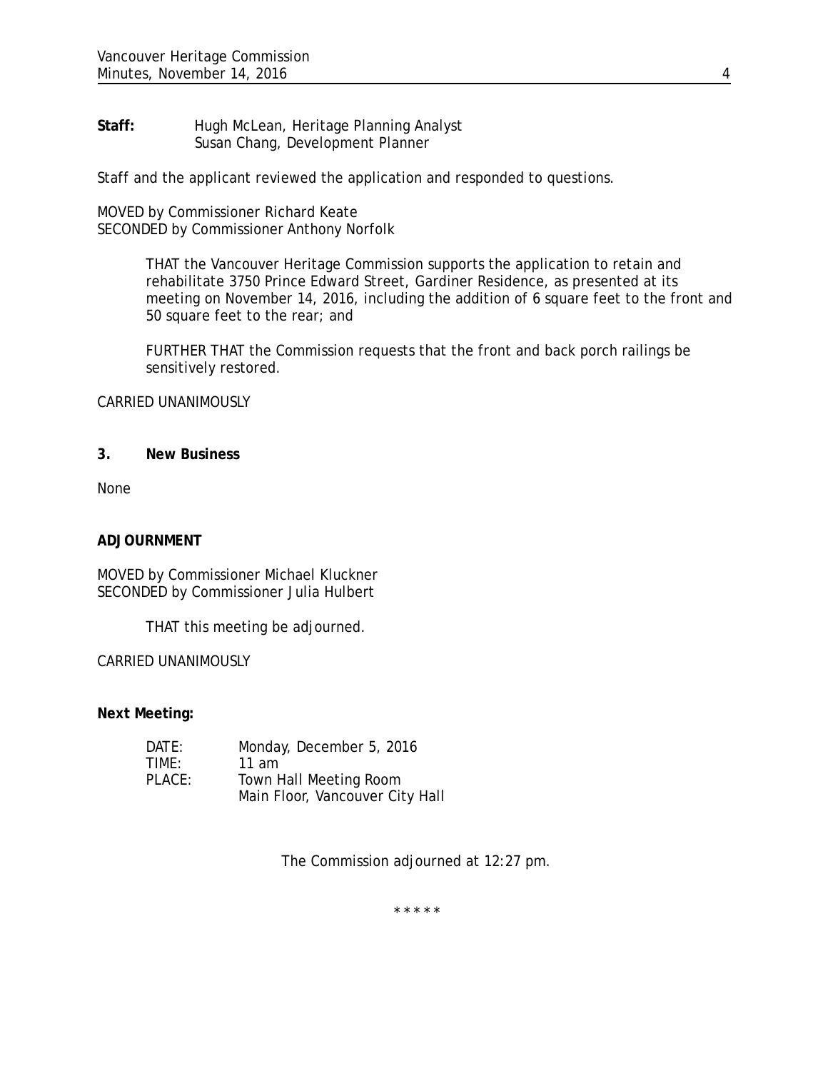**Staff:** Hugh McLean, Heritage Planning Analyst
Susan Chang, Development Planner

Staff and the applicant reviewed the application and responded to questions.

MOVED by Commissioner Richard Keate
SECONDED by Commissioner Anthony Norfolk

> THAT the Vancouver Heritage Commission supports the application to retain and rehabilitate 3750 Prince Edward Street, Gardiner Residence, as presented at its meeting on November 14, 2016, including the addition of 6 square feet to the front and 50 square feet to the rear; and
>
> FURTHER THAT the Commission requests that the front and back porch railings be sensitively restored.

CARRIED UNANIMOUSLY

**3. New Business**

None

**ADJOURNMENT**

MOVED by Commissioner Michael Kluckner
SECONDED by Commissioner Julia Hulbert

> THAT this meeting be adjourned.

CARRIED UNANIMOUSLY

**Next Meeting:**

| | |
|---|---|
| DATE: | Monday, December 5, 2016 |
| TIME: | 11 am |
| PLACE: | Town Hall Meeting Room<br>Main Floor, Vancouver City Hall |

The Commission adjourned at 12:27 pm.

\* \* \* \* \*